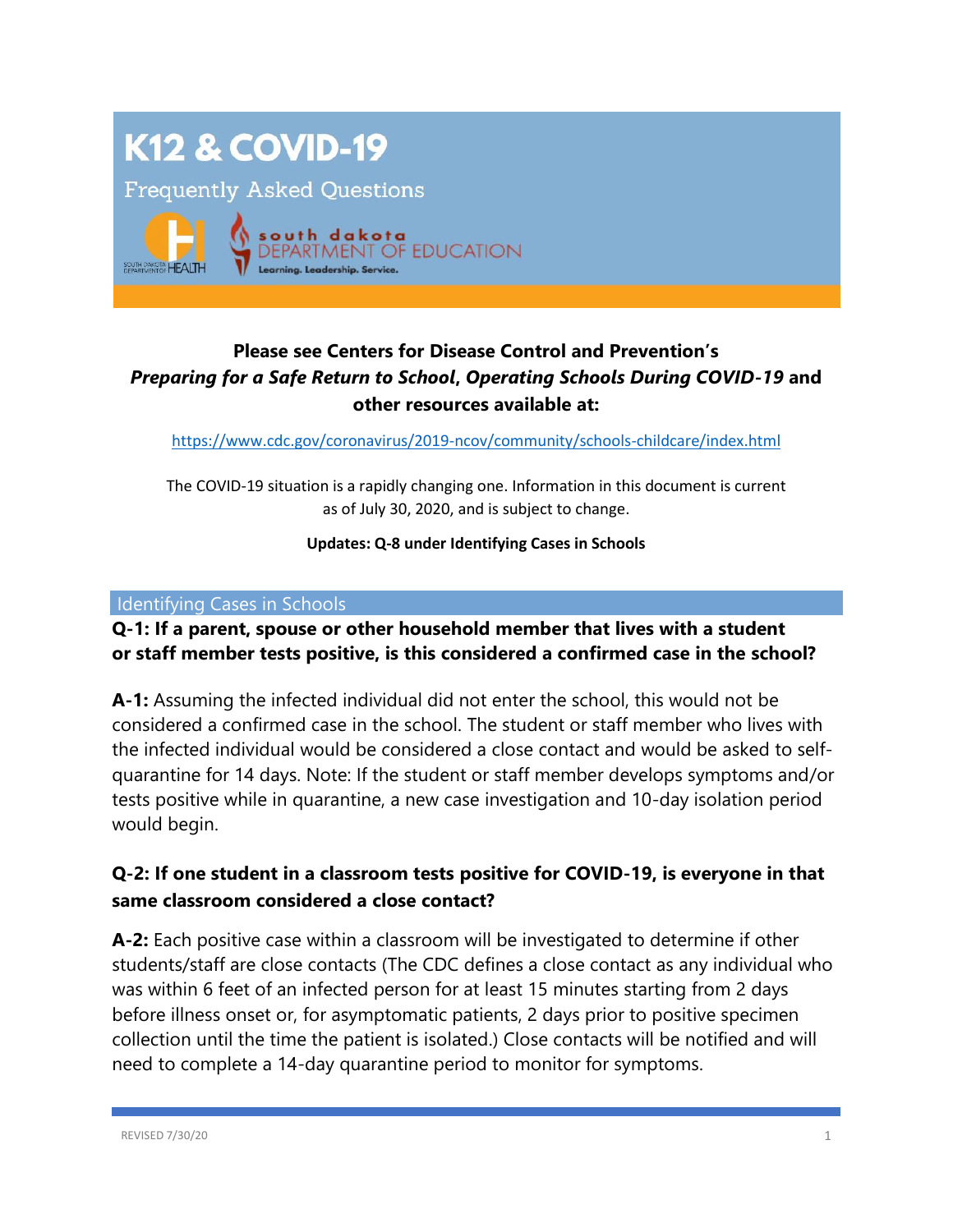# K12 & COVID-19

Frequently Asked Questions

south dakota DEPARTMENT OF HEALTH

south dakota DEPARTMENT OF EDUCATION
Learning. Leadership. Service.

**Please see Centers for Disease Control and Prevention's *Preparing for a Safe Return to School*, *Operating Schools During COVID-19* and other resources available at:**

https://www.cdc.gov/coronavirus/2019-ncov/community/schools-childcare/index.html

The COVID-19 situation is a rapidly changing one. Information in this document is current as of July 30, 2020, and is subject to change.

**Updates: Q-8 under Identifying Cases in Schools**

## Identifying Cases in Schools

### Q-1: If a parent, spouse or other household member that lives with a student or staff member tests positive, is this considered a confirmed case in the school?

**A-1:** Assuming the infected individual did not enter the school, this would not be considered a confirmed case in the school. The student or staff member who lives with the infected individual would be considered a close contact and would be asked to self-quarantine for 14 days. Note: If the student or staff member develops symptoms and/or tests positive while in quarantine, a new case investigation and 10-day isolation period would begin.

### Q-2: If one student in a classroom tests positive for COVID-19, is everyone in that same classroom considered a close contact?

**A-2:** Each positive case within a classroom will be investigated to determine if other students/staff are close contacts (The CDC defines a close contact as any individual who was within 6 feet of an infected person for at least 15 minutes starting from 2 days before illness onset or, for asymptomatic patients, 2 days prior to positive specimen collection until the time the patient is isolated.) Close contacts will be notified and will need to complete a 14-day quarantine period to monitor for symptoms.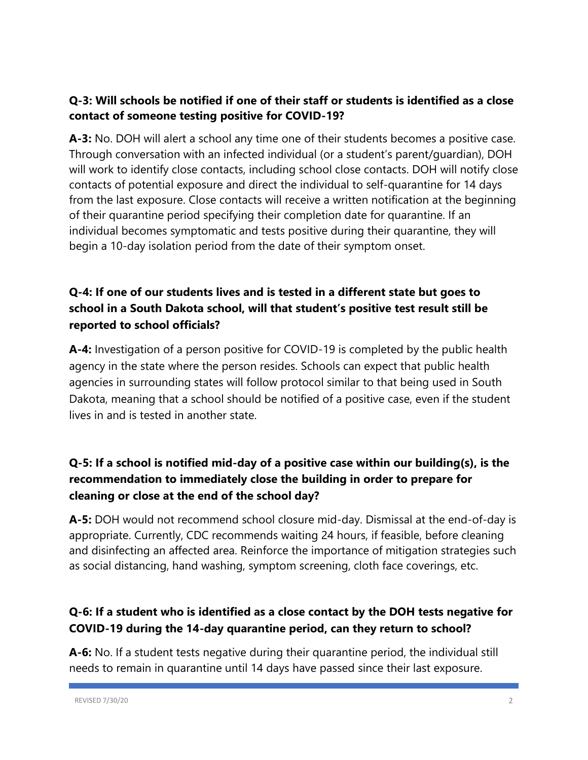**Q-3: Will schools be notified if one of their staff or students is identified as a close contact of someone testing positive for COVID-19?**

**A-3:** No. DOH will alert a school any time one of their students becomes a positive case. Through conversation with an infected individual (or a student's parent/guardian), DOH will work to identify close contacts, including school close contacts. DOH will notify close contacts of potential exposure and direct the individual to self-quarantine for 14 days from the last exposure. Close contacts will receive a written notification at the beginning of their quarantine period specifying their completion date for quarantine. If an individual becomes symptomatic and tests positive during their quarantine, they will begin a 10-day isolation period from the date of their symptom onset.

**Q-4: If one of our students lives and is tested in a different state but goes to school in a South Dakota school, will that student's positive test result still be reported to school officials?**

**A-4:** Investigation of a person positive for COVID-19 is completed by the public health agency in the state where the person resides. Schools can expect that public health agencies in surrounding states will follow protocol similar to that being used in South Dakota, meaning that a school should be notified of a positive case, even if the student lives in and is tested in another state.

**Q-5: If a school is notified mid-day of a positive case within our building(s), is the recommendation to immediately close the building in order to prepare for cleaning or close at the end of the school day?**

**A-5:** DOH would not recommend school closure mid-day. Dismissal at the end-of-day is appropriate. Currently, CDC recommends waiting 24 hours, if feasible, before cleaning and disinfecting an affected area. Reinforce the importance of mitigation strategies such as social distancing, hand washing, symptom screening, cloth face coverings, etc.

**Q-6: If a student who is identified as a close contact by the DOH tests negative for COVID-19 during the 14-day quarantine period, can they return to school?**

**A-6:** No. If a student tests negative during their quarantine period, the individual still needs to remain in quarantine until 14 days have passed since their last exposure.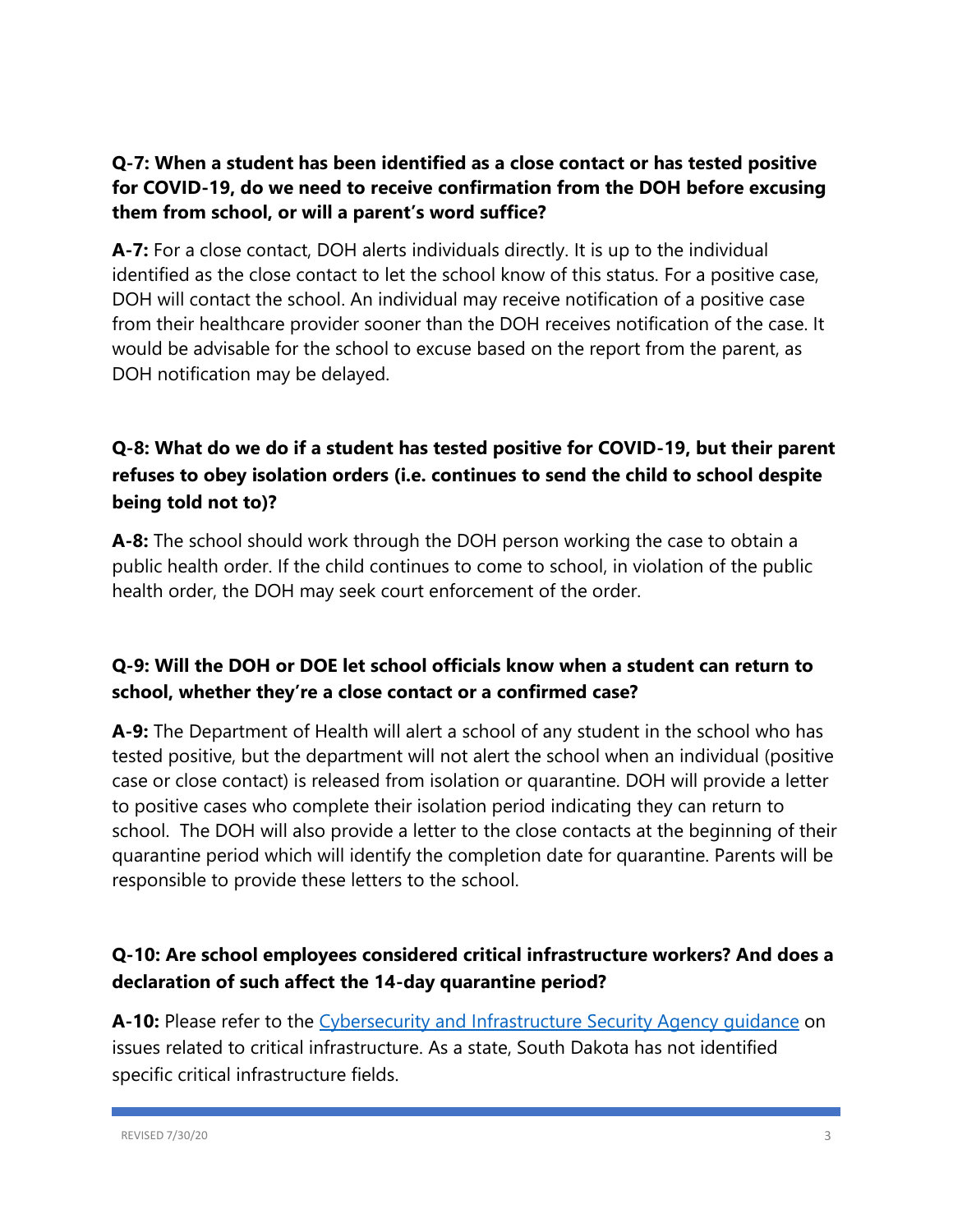**Q-7: When a student has been identified as a close contact or has tested positive for COVID-19, do we need to receive confirmation from the DOH before excusing them from school, or will a parent's word suffice?**

**A-7:** For a close contact, DOH alerts individuals directly. It is up to the individual identified as the close contact to let the school know of this status. For a positive case, DOH will contact the school. An individual may receive notification of a positive case from their healthcare provider sooner than the DOH receives notification of the case. It would be advisable for the school to excuse based on the report from the parent, as DOH notification may be delayed.

**Q-8: What do we do if a student has tested positive for COVID-19, but their parent refuses to obey isolation orders (i.e. continues to send the child to school despite being told not to)?**

**A-8:** The school should work through the DOH person working the case to obtain a public health order. If the child continues to come to school, in violation of the public health order, the DOH may seek court enforcement of the order.

**Q-9: Will the DOH or DOE let school officials know when a student can return to school, whether they're a close contact or a confirmed case?**

**A-9:** The Department of Health will alert a school of any student in the school who has tested positive, but the department will not alert the school when an individual (positive case or close contact) is released from isolation or quarantine. DOH will provide a letter to positive cases who complete their isolation period indicating they can return to school. The DOH will also provide a letter to the close contacts at the beginning of their quarantine period which will identify the completion date for quarantine. Parents will be responsible to provide these letters to the school.

**Q-10: Are school employees considered critical infrastructure workers? And does a declaration of such affect the 14-day quarantine period?**

**A-10:** Please refer to the Cybersecurity and Infrastructure Security Agency guidance on issues related to critical infrastructure. As a state, South Dakota has not identified specific critical infrastructure fields.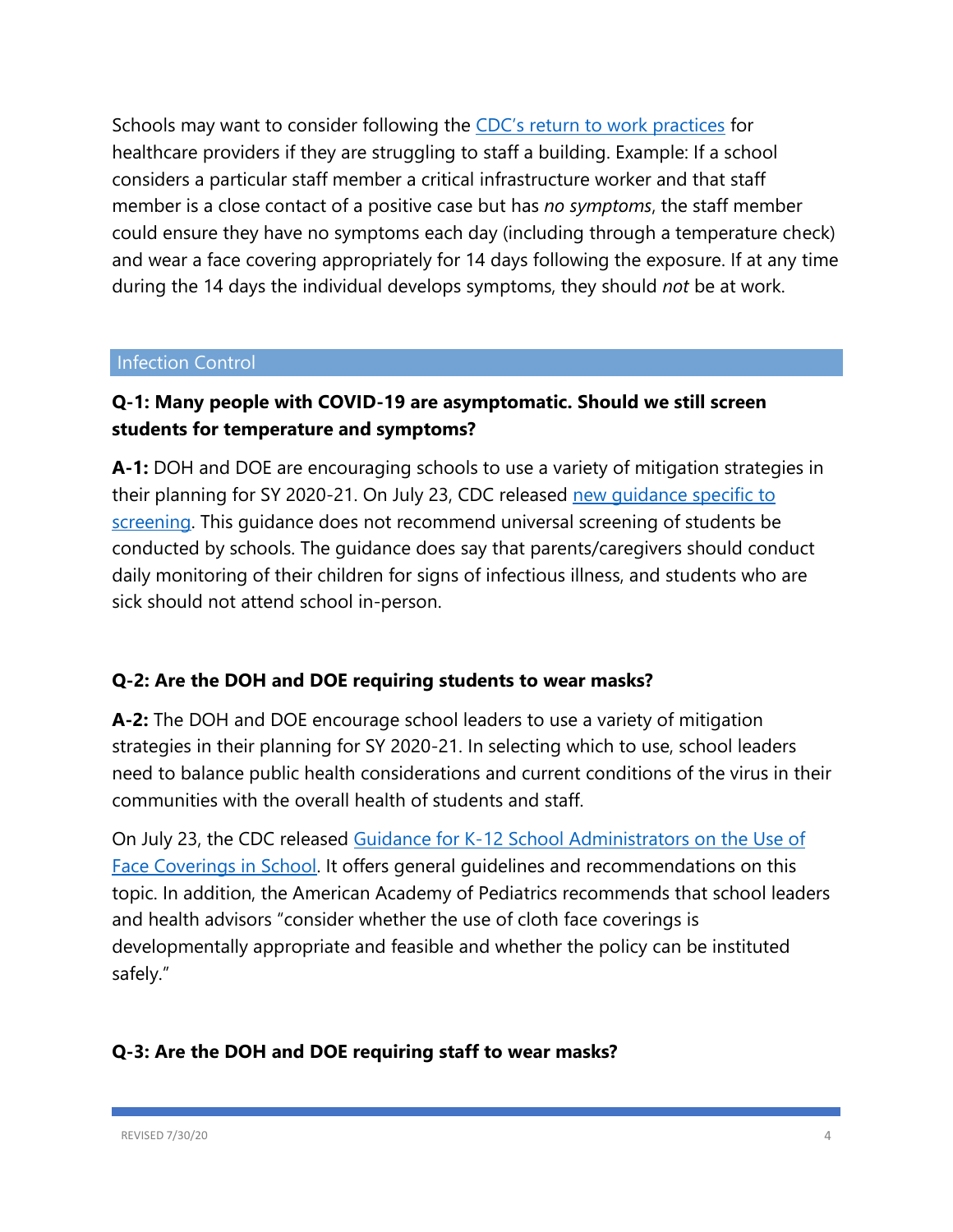Schools may want to consider following the CDC's return to work practices for healthcare providers if they are struggling to staff a building. Example: If a school considers a particular staff member a critical infrastructure worker and that staff member is a close contact of a positive case but has *no symptoms*, the staff member could ensure they have no symptoms each day (including through a temperature check) and wear a face covering appropriately for 14 days following the exposure. If at any time during the 14 days the individual develops symptoms, they should *not* be at work.

## Infection Control

**Q-1: Many people with COVID-19 are asymptomatic. Should we still screen students for temperature and symptoms?**

**A-1:** DOH and DOE are encouraging schools to use a variety of mitigation strategies in their planning for SY 2020-21. On July 23, CDC released new guidance specific to screening. This guidance does not recommend universal screening of students be conducted by schools. The guidance does say that parents/caregivers should conduct daily monitoring of their children for signs of infectious illness, and students who are sick should not attend school in-person.

**Q-2: Are the DOH and DOE requiring students to wear masks?**

**A-2:** The DOH and DOE encourage school leaders to use a variety of mitigation strategies in their planning for SY 2020-21. In selecting which to use, school leaders need to balance public health considerations and current conditions of the virus in their communities with the overall health of students and staff.

On July 23, the CDC released Guidance for K-12 School Administrators on the Use of Face Coverings in School. It offers general guidelines and recommendations on this topic. In addition, the American Academy of Pediatrics recommends that school leaders and health advisors "consider whether the use of cloth face coverings is developmentally appropriate and feasible and whether the policy can be instituted safely."

**Q-3: Are the DOH and DOE requiring staff to wear masks?**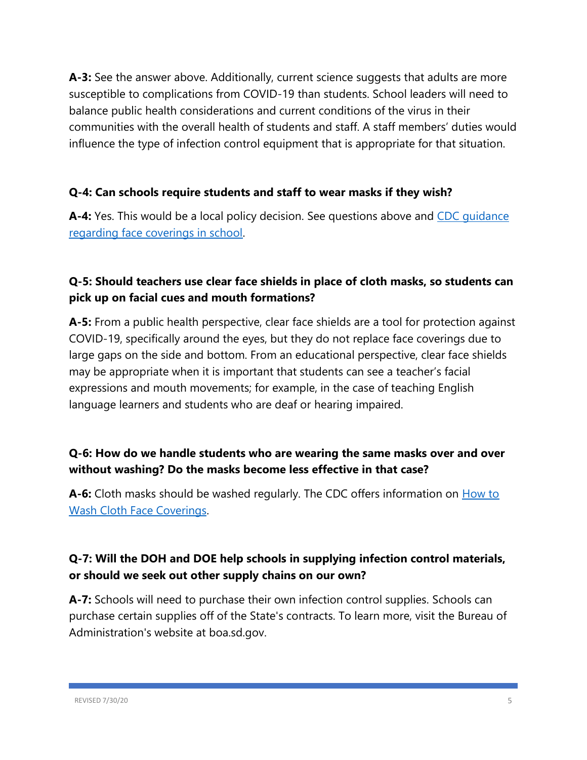**A-3:** See the answer above. Additionally, current science suggests that adults are more susceptible to complications from COVID-19 than students. School leaders will need to balance public health considerations and current conditions of the virus in their communities with the overall health of students and staff. A staff members' duties would influence the type of infection control equipment that is appropriate for that situation.

**Q-4: Can schools require students and staff to wear masks if they wish?**

**A-4:** Yes. This would be a local policy decision. See questions above and CDC guidance regarding face coverings in school.

**Q-5: Should teachers use clear face shields in place of cloth masks, so students can pick up on facial cues and mouth formations?**

**A-5:** From a public health perspective, clear face shields are a tool for protection against COVID-19, specifically around the eyes, but they do not replace face coverings due to large gaps on the side and bottom. From an educational perspective, clear face shields may be appropriate when it is important that students can see a teacher's facial expressions and mouth movements; for example, in the case of teaching English language learners and students who are deaf or hearing impaired.

**Q-6: How do we handle students who are wearing the same masks over and over without washing? Do the masks become less effective in that case?**

**A-6:** Cloth masks should be washed regularly. The CDC offers information on How to Wash Cloth Face Coverings.

**Q-7: Will the DOH and DOE help schools in supplying infection control materials, or should we seek out other supply chains on our own?**

**A-7:** Schools will need to purchase their own infection control supplies. Schools can purchase certain supplies off of the State's contracts. To learn more, visit the Bureau of Administration's website at boa.sd.gov.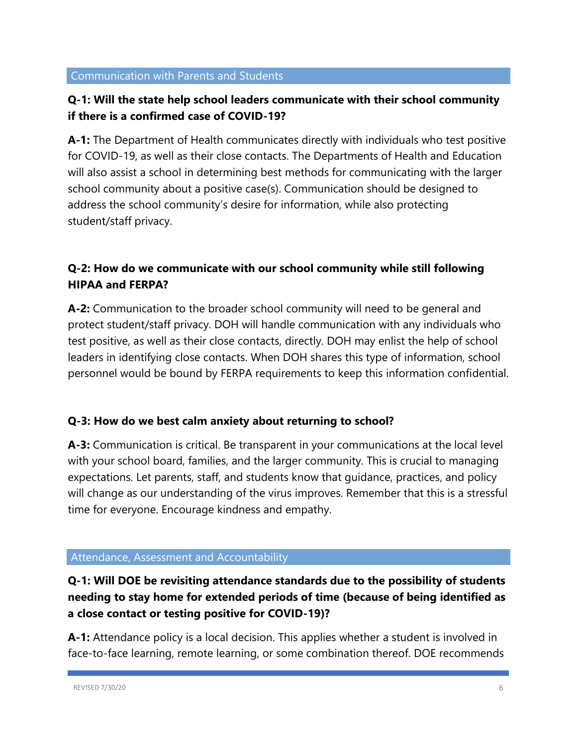## Communication with Parents and Students

**Q-1: Will the state help school leaders communicate with their school community if there is a confirmed case of COVID-19?**

**A-1:** The Department of Health communicates directly with individuals who test positive for COVID-19, as well as their close contacts. The Departments of Health and Education will also assist a school in determining best methods for communicating with the larger school community about a positive case(s). Communication should be designed to address the school community's desire for information, while also protecting student/staff privacy.

**Q-2: How do we communicate with our school community while still following HIPAA and FERPA?**

**A-2:** Communication to the broader school community will need to be general and protect student/staff privacy. DOH will handle communication with any individuals who test positive, as well as their close contacts, directly. DOH may enlist the help of school leaders in identifying close contacts. When DOH shares this type of information, school personnel would be bound by FERPA requirements to keep this information confidential.

**Q-3: How do we best calm anxiety about returning to school?**

**A-3:** Communication is critical. Be transparent in your communications at the local level with your school board, families, and the larger community. This is crucial to managing expectations. Let parents, staff, and students know that guidance, practices, and policy will change as our understanding of the virus improves. Remember that this is a stressful time for everyone. Encourage kindness and empathy.

## Attendance, Assessment and Accountability

**Q-1: Will DOE be revisiting attendance standards due to the possibility of students needing to stay home for extended periods of time (because of being identified as a close contact or testing positive for COVID-19)?**

**A-1:** Attendance policy is a local decision. This applies whether a student is involved in face-to-face learning, remote learning, or some combination thereof. DOE recommends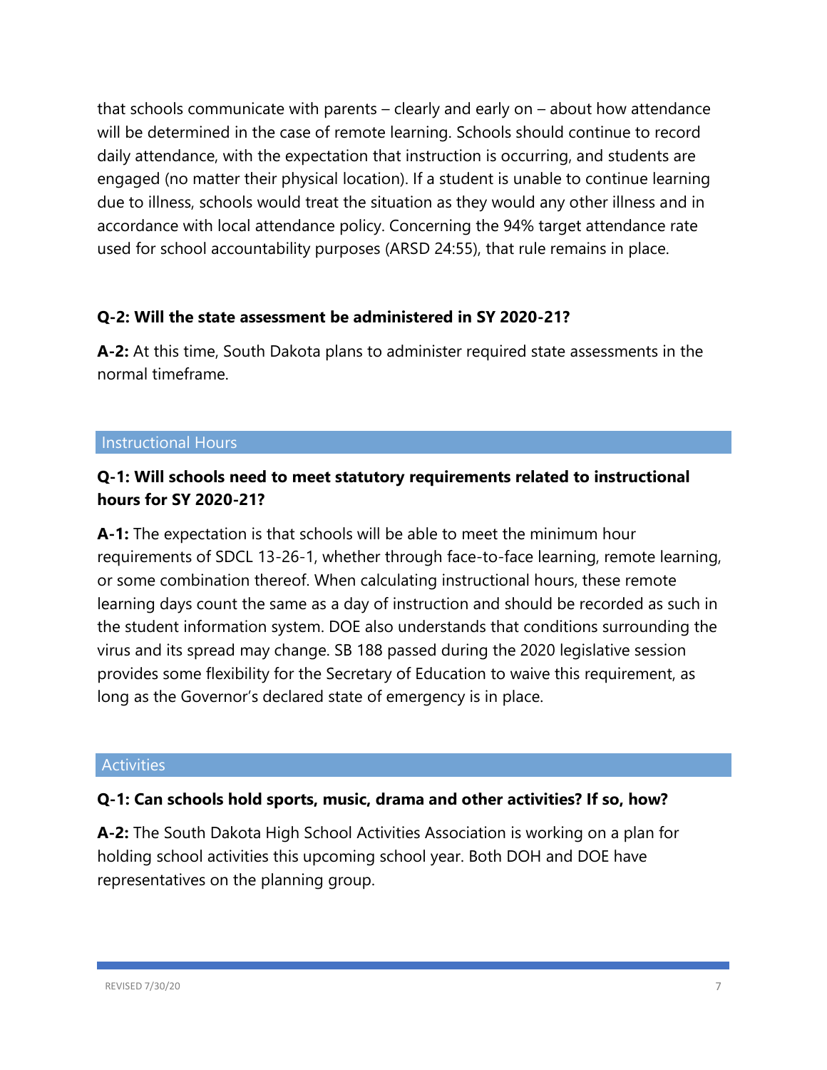that schools communicate with parents – clearly and early on – about how attendance will be determined in the case of remote learning. Schools should continue to record daily attendance, with the expectation that instruction is occurring, and students are engaged (no matter their physical location). If a student is unable to continue learning due to illness, schools would treat the situation as they would any other illness and in accordance with local attendance policy. Concerning the 94% target attendance rate used for school accountability purposes (ARSD 24:55), that rule remains in place.

**Q-2: Will the state assessment be administered in SY 2020-21?**

**A-2:** At this time, South Dakota plans to administer required state assessments in the normal timeframe.

## Instructional Hours

**Q-1: Will schools need to meet statutory requirements related to instructional hours for SY 2020-21?**

**A-1:** The expectation is that schools will be able to meet the minimum hour requirements of SDCL 13-26-1, whether through face-to-face learning, remote learning, or some combination thereof. When calculating instructional hours, these remote learning days count the same as a day of instruction and should be recorded as such in the student information system. DOE also understands that conditions surrounding the virus and its spread may change. SB 188 passed during the 2020 legislative session provides some flexibility for the Secretary of Education to waive this requirement, as long as the Governor's declared state of emergency is in place.

## Activities

**Q-1: Can schools hold sports, music, drama and other activities? If so, how?**

**A-2:** The South Dakota High School Activities Association is working on a plan for holding school activities this upcoming school year. Both DOH and DOE have representatives on the planning group.